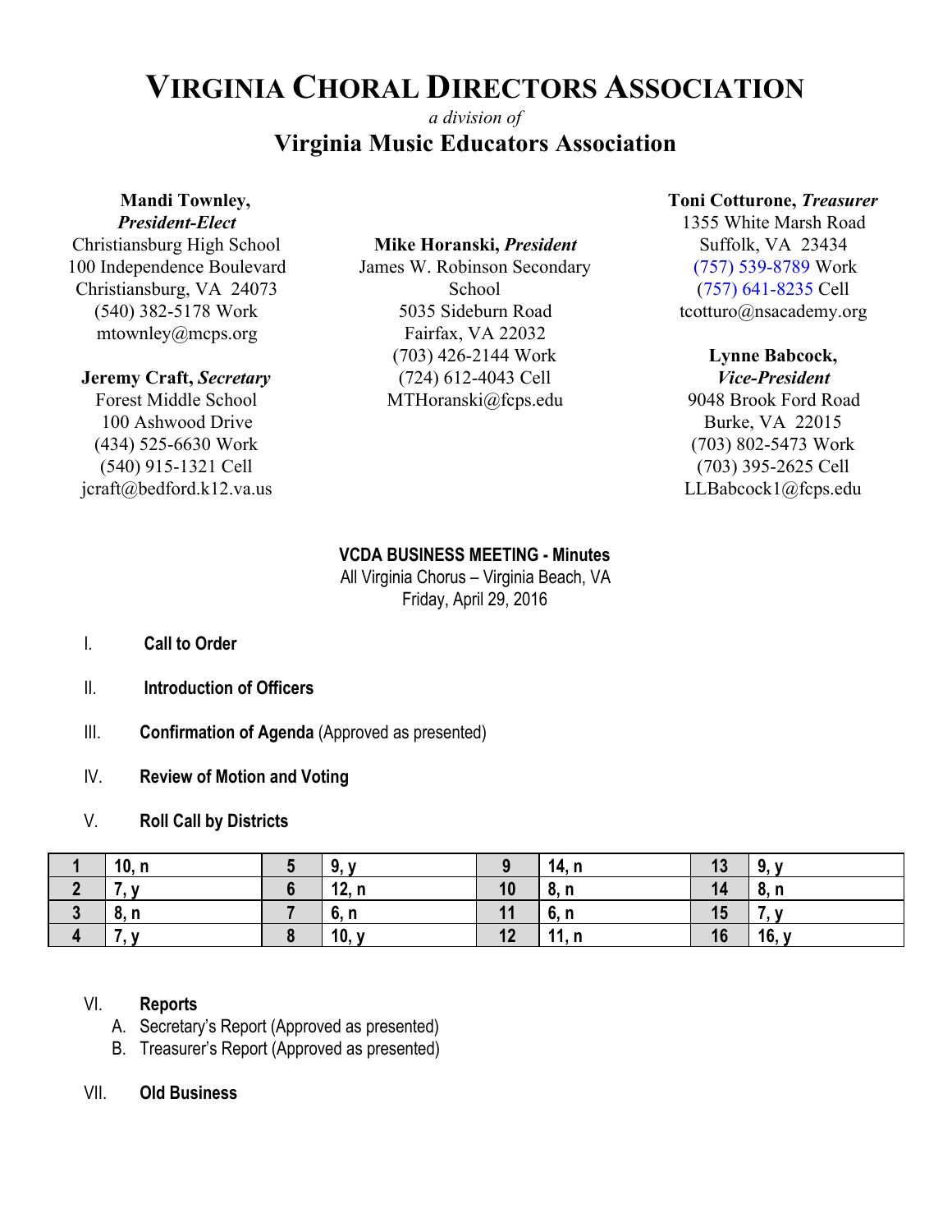# VIRGINIA CHORAL DIRECTORS ASSOCIATION

*a division of*

## Virginia Music Educators Association

**Mandi Townley,**
***President-Elect***
Christiansburg High School
100 Independence Boulevard
Christiansburg, VA 24073
(540) 382-5178 Work
mtownley@mcps.org

**Jeremy Craft,** ***Secretary***
Forest Middle School
100 Ashwood Drive
(434) 525-6630 Work
(540) 915-1321 Cell
jcraft@bedford.k12.va.us

**Mike Horanski,** ***President***
James W. Robinson Secondary School
5035 Sideburn Road
Fairfax, VA 22032
(703) 426-2144 Work
(724) 612-4043 Cell
MTHoranski@fcps.edu

**Toni Cotturone,** ***Treasurer***
1355 White Marsh Road
Suffolk, VA 23434
(757) 539-8789 Work
(757) 641-8235 Cell
tcotturo@nsacademy.org

**Lynne Babcock,**
***Vice-President***
9048 Brook Ford Road
Burke, VA 22015
(703) 802-5473 Work
(703) 395-2625 Cell
LLBabcock1@fcps.edu

**VCDA BUSINESS MEETING - Minutes**
All Virginia Chorus – Virginia Beach, VA
Friday, April 29, 2016

I. **Call to Order**

II. **Introduction of Officers**

III. **Confirmation of Agenda** (Approved as presented)

IV. **Review of Motion and Voting**

V. **Roll Call by Districts**

| 1 | 10, n | 5 | 9, y | 9 | 14, n | 13 | 9, y |
|---|---|---|---|---|---|---|---|
| 2 | 7, y | 6 | 12, n | 10 | 8, n | 14 | 8, n |
| 3 | 8, n | 7 | 6, n | 11 | 6, n | 15 | 7, y |
| 4 | 7, y | 8 | 10, y | 12 | 11, n | 16 | 16, y |

VI. **Reports**
   A. Secretary's Report (Approved as presented)
   B. Treasurer's Report (Approved as presented)

VII. **Old Business**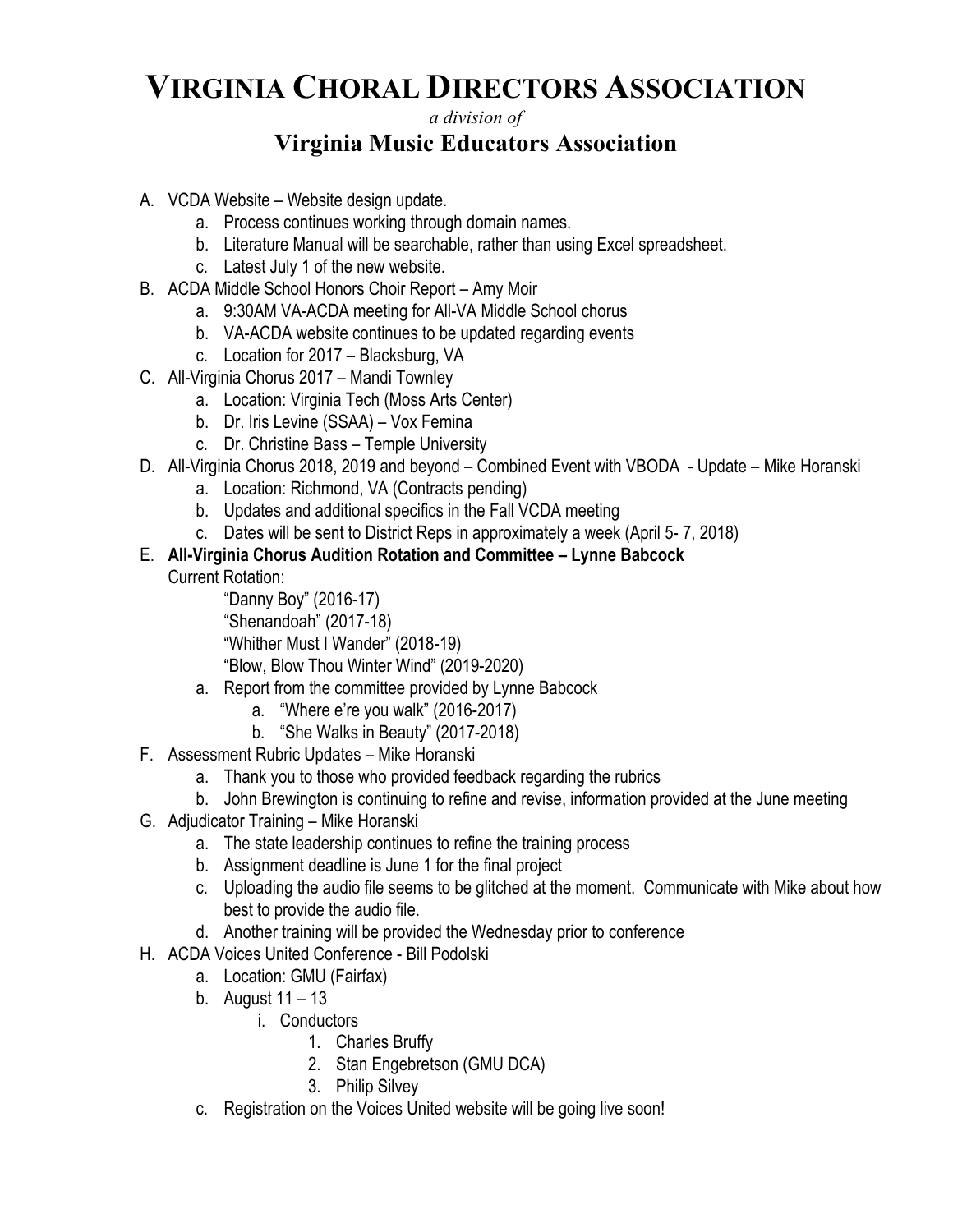# VIRGINIA CHORAL DIRECTORS ASSOCIATION

*a division of*

## Virginia Music Educators Association

A. VCDA Website – Website design update.
   a. Process continues working through domain names.
   b. Literature Manual will be searchable, rather than using Excel spreadsheet.
   c. Latest July 1 of the new website.
B. ACDA Middle School Honors Choir Report – Amy Moir
   a. 9:30AM VA-ACDA meeting for All-VA Middle School chorus
   b. VA-ACDA website continues to be updated regarding events
   c. Location for 2017 – Blacksburg, VA
C. All-Virginia Chorus 2017 – Mandi Townley
   a. Location: Virginia Tech (Moss Arts Center)
   b. Dr. Iris Levine (SSAA) – Vox Femina
   c. Dr. Christine Bass – Temple University
D. All-Virginia Chorus 2018, 2019 and beyond – Combined Event with VBODA - Update – Mike Horanski
   a. Location: Richmond, VA (Contracts pending)
   b. Updates and additional specifics in the Fall VCDA meeting
   c. Dates will be sent to District Reps in approximately a week (April 5- 7, 2018)
E. **All-Virginia Chorus Audition Rotation and Committee – Lynne Babcock**
   Current Rotation:
      "Danny Boy" (2016-17)
      "Shenandoah" (2017-18)
      "Whither Must I Wander" (2018-19)
      "Blow, Blow Thou Winter Wind" (2019-2020)
   a. Report from the committee provided by Lynne Babcock
      a. "Where e're you walk" (2016-2017)
      b. "She Walks in Beauty" (2017-2018)
F. Assessment Rubric Updates – Mike Horanski
   a. Thank you to those who provided feedback regarding the rubrics
   b. John Brewington is continuing to refine and revise, information provided at the June meeting
G. Adjudicator Training – Mike Horanski
   a. The state leadership continues to refine the training process
   b. Assignment deadline is June 1 for the final project
   c. Uploading the audio file seems to be glitched at the moment. Communicate with Mike about how best to provide the audio file.
   d. Another training will be provided the Wednesday prior to conference
H. ACDA Voices United Conference - Bill Podolski
   a. Location: GMU (Fairfax)
   b. August 11 – 13
      i. Conductors
         1. Charles Bruffy
         2. Stan Engebretson (GMU DCA)
         3. Philip Silvey
   c. Registration on the Voices United website will be going live soon!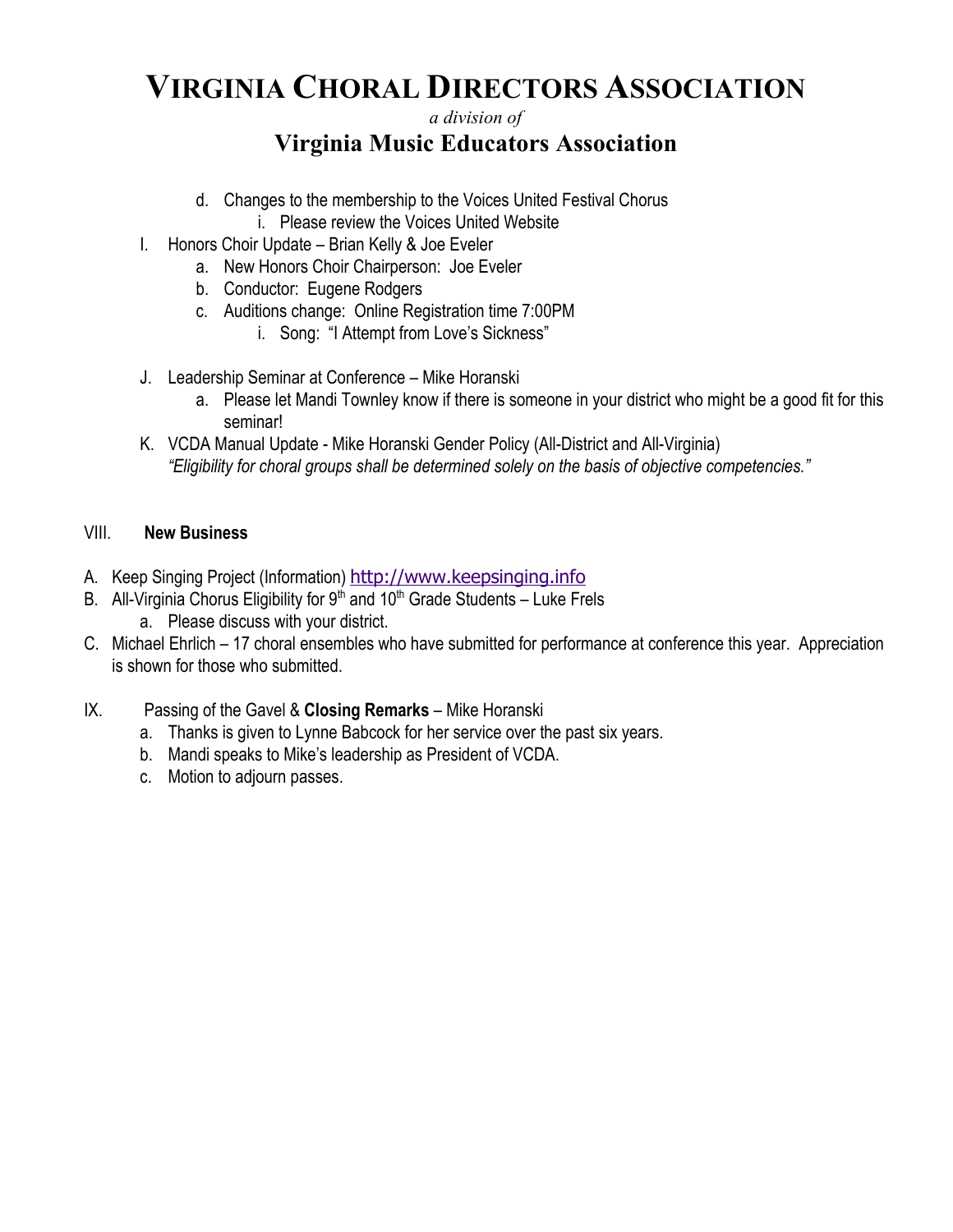# VIRGINIA CHORAL DIRECTORS ASSOCIATION

*a division of*

## Virginia Music Educators Association

   d. Changes to the membership to the Voices United Festival Chorus
      i. Please review the Voices United Website

I. Honors Choir Update – Brian Kelly & Joe Eveler
   a. New Honors Choir Chairperson: Joe Eveler
   b. Conductor: Eugene Rodgers
   c. Auditions change: Online Registration time 7:00PM
      i. Song: "I Attempt from Love's Sickness"

J. Leadership Seminar at Conference – Mike Horanski
   a. Please let Mandi Townley know if there is someone in your district who might be a good fit for this seminar!

K. VCDA Manual Update - Mike Horanski Gender Policy (All-District and All-Virginia)
   *"Eligibility for choral groups shall be determined solely on the basis of objective competencies."*

VIII. **New Business**

A. Keep Singing Project (Information) http://www.keepsinging.info
B. All-Virginia Chorus Eligibility for 9th and 10th Grade Students – Luke Frels
   a. Please discuss with your district.
C. Michael Ehrlich – 17 choral ensembles who have submitted for performance at conference this year. Appreciation is shown for those who submitted.

IX. Passing of the Gavel & **Closing Remarks** – Mike Horanski
   a. Thanks is given to Lynne Babcock for her service over the past six years.
   b. Mandi speaks to Mike's leadership as President of VCDA.
   c. Motion to adjourn passes.